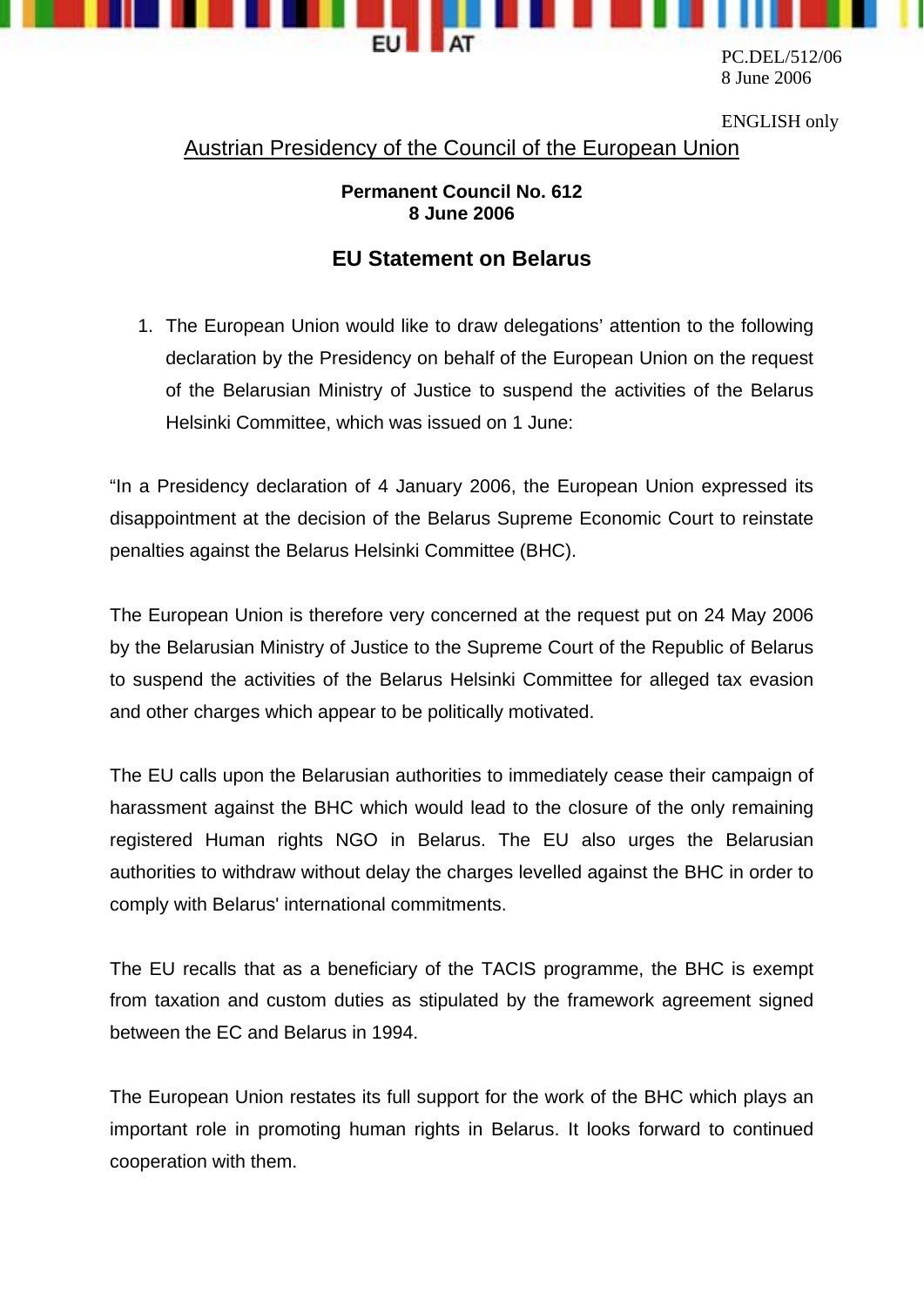PC.DEL/512/06
8 June 2006

ENGLISH only

Austrian Presidency of the Council of the European Union

**Permanent Council No. 612**
**8 June 2006**

## EU Statement on Belarus

1. The European Union would like to draw delegations' attention to the following declaration by the Presidency on behalf of the European Union on the request of the Belarusian Ministry of Justice to suspend the activities of the Belarus Helsinki Committee, which was issued on 1 June:

"In a Presidency declaration of 4 January 2006, the European Union expressed its disappointment at the decision of the Belarus Supreme Economic Court to reinstate penalties against the Belarus Helsinki Committee (BHC).

The European Union is therefore very concerned at the request put on 24 May 2006 by the Belarusian Ministry of Justice to the Supreme Court of the Republic of Belarus to suspend the activities of the Belarus Helsinki Committee for alleged tax evasion and other charges which appear to be politically motivated.

The EU calls upon the Belarusian authorities to immediately cease their campaign of harassment against the BHC which would lead to the closure of the only remaining registered Human rights NGO in Belarus. The EU also urges the Belarusian authorities to withdraw without delay the charges levelled against the BHC in order to comply with Belarus' international commitments.

The EU recalls that as a beneficiary of the TACIS programme, the BHC is exempt from taxation and custom duties as stipulated by the framework agreement signed between the EC and Belarus in 1994.

The European Union restates its full support for the work of the BHC which plays an important role in promoting human rights in Belarus. It looks forward to continued cooperation with them.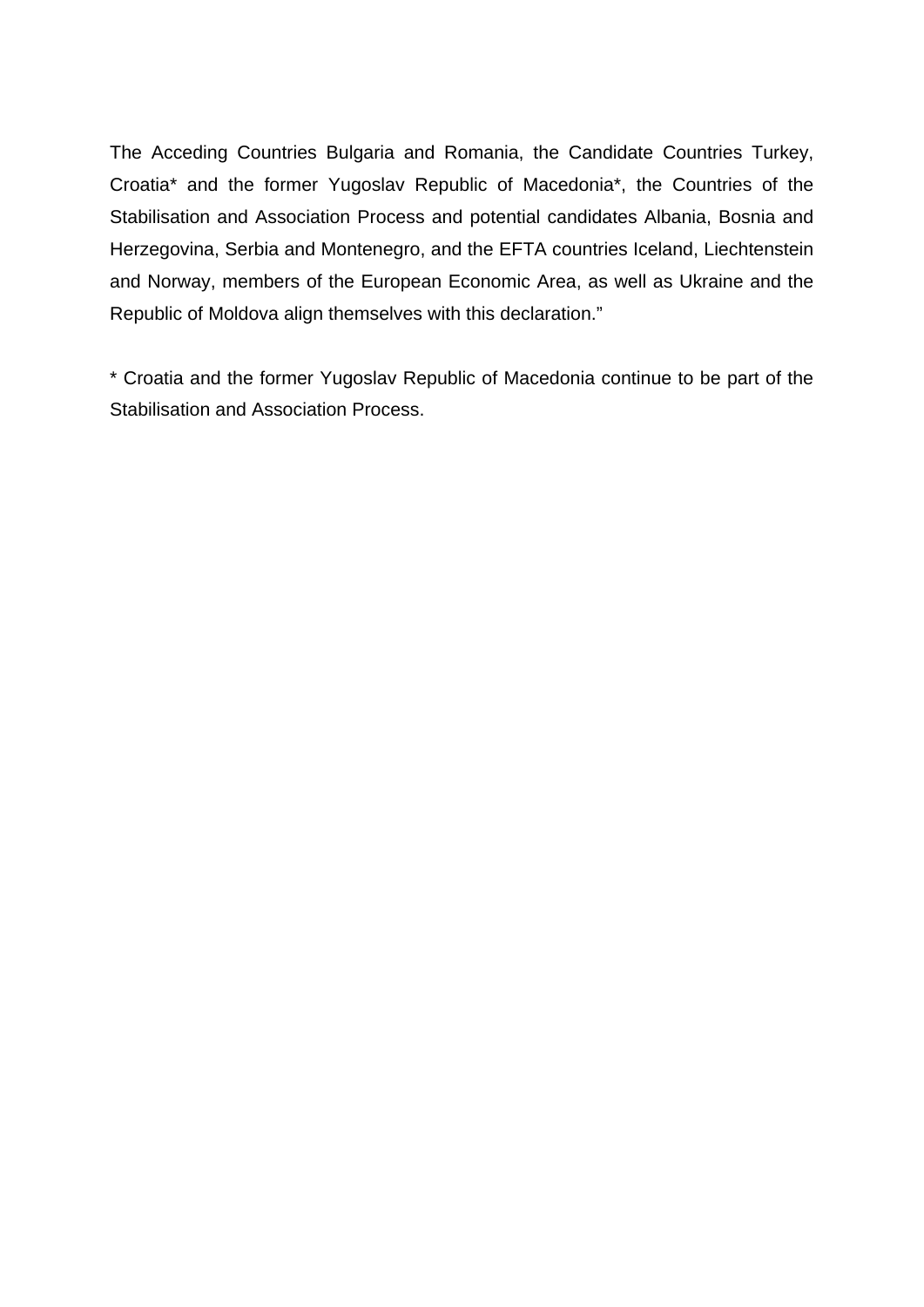The Acceding Countries Bulgaria and Romania, the Candidate Countries Turkey, Croatia* and the former Yugoslav Republic of Macedonia*, the Countries of the Stabilisation and Association Process and potential candidates Albania, Bosnia and Herzegovina, Serbia and Montenegro, and the EFTA countries Iceland, Liechtenstein and Norway, members of the European Economic Area, as well as Ukraine and the Republic of Moldova align themselves with this declaration."

* Croatia and the former Yugoslav Republic of Macedonia continue to be part of the Stabilisation and Association Process.